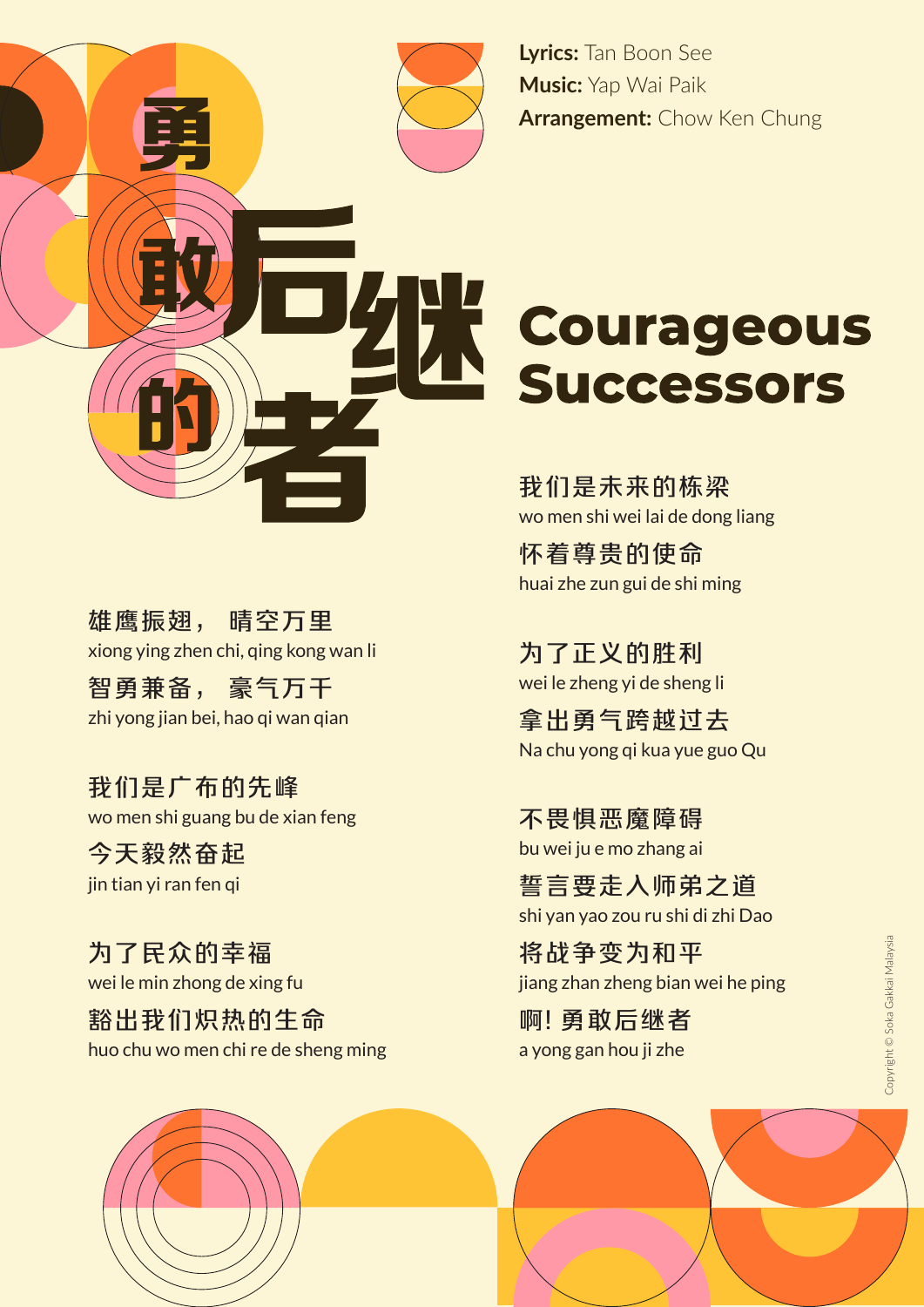# 勇敢后继的者

**Lyrics:** Tan Boon See
**Music:** Yap Wai Paik
**Arrangement:** Chow Ken Chung

# Courageous Successors

雄鹰振翅， 晴空万里
xiong ying zhen chi, qing kong wan li

智勇兼备， 豪气万千
zhi yong jian bei, hao qi wan qian

我们是广布的先峰
wo men shi guang bu de xian feng

今天毅然奋起
jin tian yi ran fen qi

为了民众的幸福
wei le min zhong de xing fu

豁出我们炽热的生命
huo chu wo men chi re de sheng ming

我们是未来的栋梁
wo men shi wei lai de dong liang

怀着尊贵的使命
huai zhe zun gui de shi ming

为了正义的胜利
wei le zheng yi de sheng li

拿出勇气跨越过去
Na chu yong qi kua yue guo Qu

不畏惧恶魔障碍
bu wei ju e mo zhang ai

誓言要走入师弟之道
shi yan yao zou ru shi di zhi Dao

将战争变为和平
jiang zhan zheng bian wei he ping

啊! 勇敢后继者
a yong gan hou ji zhe

Copyright © Soka Gakkai Malaysia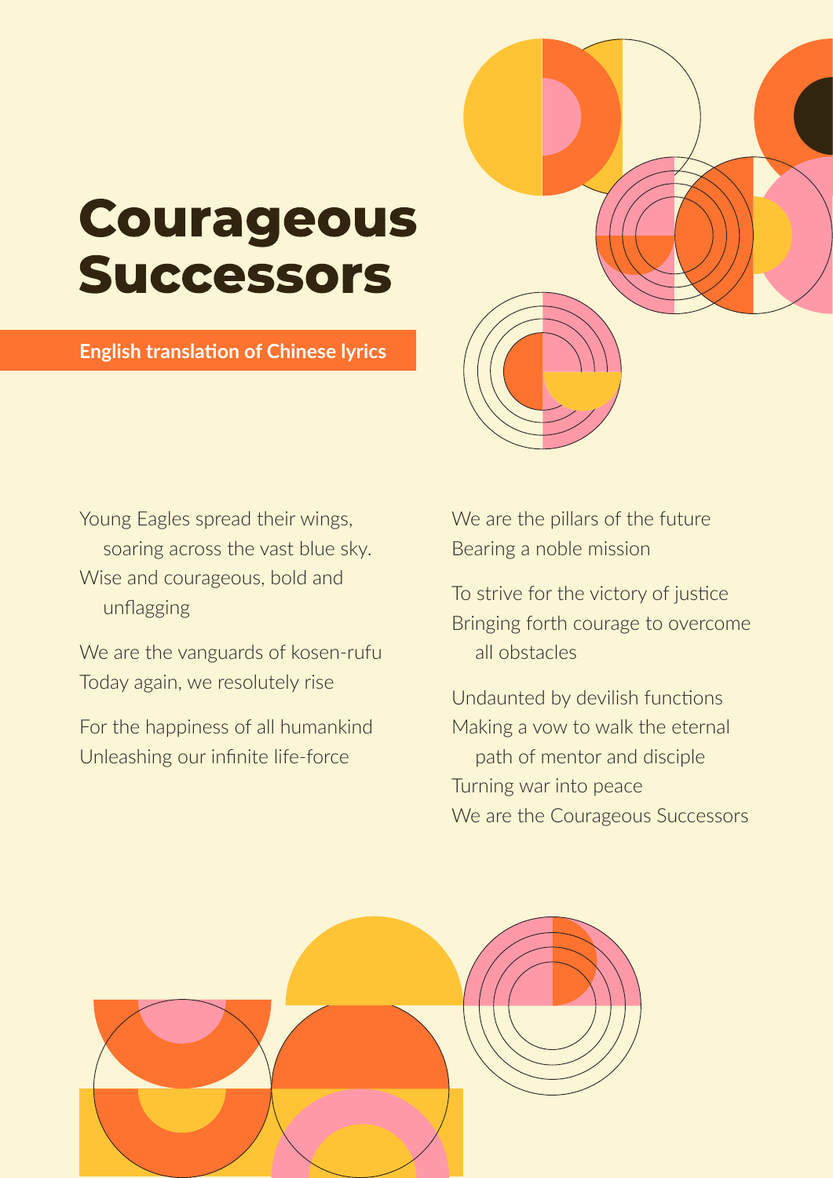# Courageous Successors

**English translation of Chinese lyrics**

Young Eagles spread their wings,
soaring across the vast blue sky.
Wise and courageous, bold and
unflagging

We are the vanguards of kosen-rufu
Today again, we resolutely rise

For the happiness of all humankind
Unleashing our infinite life-force

We are the pillars of the future
Bearing a noble mission

To strive for the victory of justice
Bringing forth courage to overcome
all obstacles

Undaunted by devilish functions
Making a vow to walk the eternal
path of mentor and disciple
Turning war into peace
We are the Courageous Successors